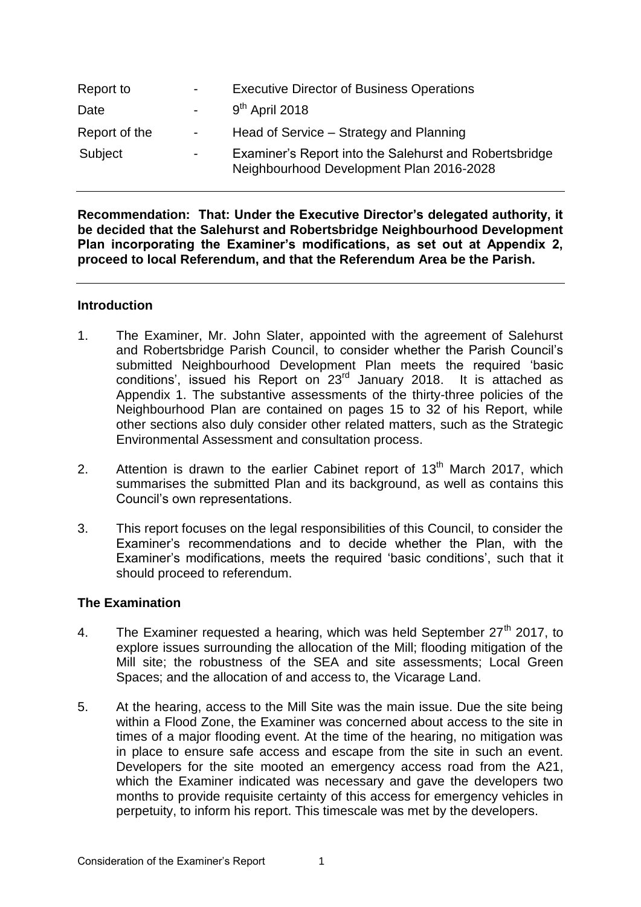| | | |
|---|---|---|
| Report to | - | Executive Director of Business Operations |
| Date | - | 9th April 2018 |
| Report of the | - | Head of Service – Strategy and Planning |
| Subject | - | Examiner's Report into the Salehurst and Robertsbridge Neighbourhood Development Plan 2016-2028 |

---

**Recommendation: That: Under the Executive Director's delegated authority, it be decided that the Salehurst and Robertsbridge Neighbourhood Development Plan incorporating the Examiner's modifications, as set out at Appendix 2, proceed to local Referendum, and that the Referendum Area be the Parish.**

---

## Introduction

1. The Examiner, Mr. John Slater, appointed with the agreement of Salehurst and Robertsbridge Parish Council, to consider whether the Parish Council's submitted Neighbourhood Development Plan meets the required 'basic conditions', issued his Report on 23rd January 2018. It is attached as Appendix 1. The substantive assessments of the thirty-three policies of the Neighbourhood Plan are contained on pages 15 to 32 of his Report, while other sections also duly consider other related matters, such as the Strategic Environmental Assessment and consultation process.

2. Attention is drawn to the earlier Cabinet report of 13th March 2017, which summarises the submitted Plan and its background, as well as contains this Council's own representations.

3. This report focuses on the legal responsibilities of this Council, to consider the Examiner's recommendations and to decide whether the Plan, with the Examiner's modifications, meets the required 'basic conditions', such that it should proceed to referendum.

## The Examination

4. The Examiner requested a hearing, which was held September 27th 2017, to explore issues surrounding the allocation of the Mill; flooding mitigation of the Mill site; the robustness of the SEA and site assessments; Local Green Spaces; and the allocation of and access to, the Vicarage Land.

5. At the hearing, access to the Mill Site was the main issue. Due the site being within a Flood Zone, the Examiner was concerned about access to the site in times of a major flooding event. At the time of the hearing, no mitigation was in place to ensure safe access and escape from the site in such an event. Developers for the site mooted an emergency access road from the A21, which the Examiner indicated was necessary and gave the developers two months to provide requisite certainty of this access for emergency vehicles in perpetuity, to inform his report. This timescale was met by the developers.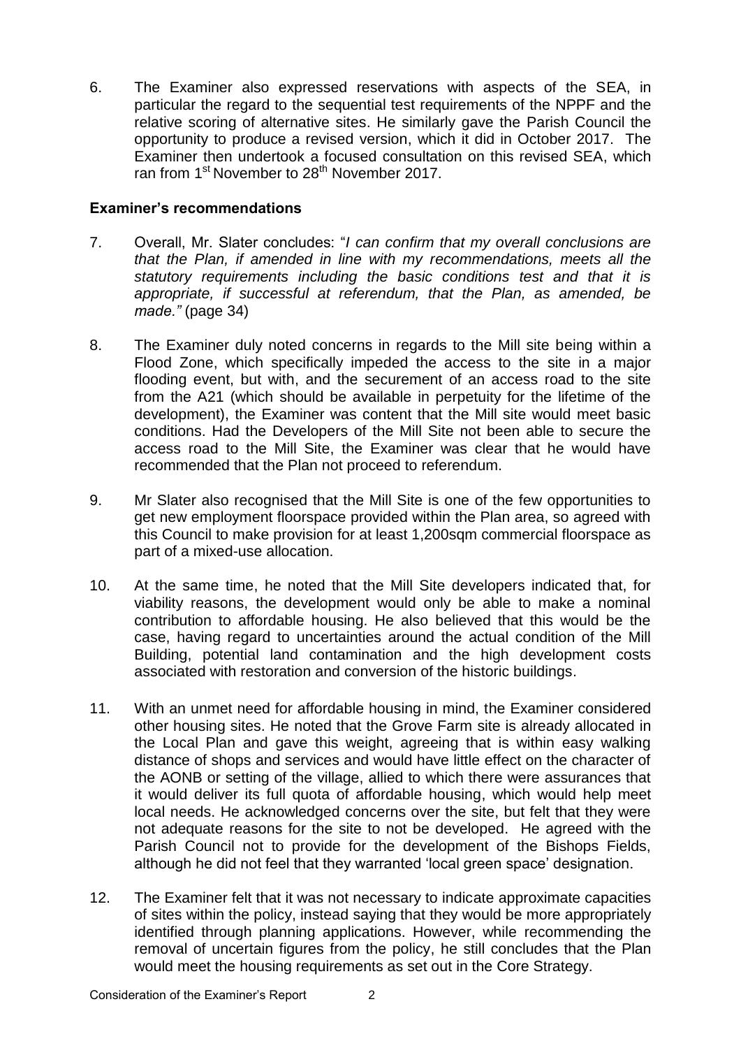6. The Examiner also expressed reservations with aspects of the SEA, in particular the regard to the sequential test requirements of the NPPF and the relative scoring of alternative sites. He similarly gave the Parish Council the opportunity to produce a revised version, which it did in October 2017. The Examiner then undertook a focused consultation on this revised SEA, which ran from 1st November to 28th November 2017.

## Examiner's recommendations

7. Overall, Mr. Slater concludes: "*I can confirm that my overall conclusions are that the Plan, if amended in line with my recommendations, meets all the statutory requirements including the basic conditions test and that it is appropriate, if successful at referendum, that the Plan, as amended, be made."* (page 34)

8. The Examiner duly noted concerns in regards to the Mill site being within a Flood Zone, which specifically impeded the access to the site in a major flooding event, but with, and the securement of an access road to the site from the A21 (which should be available in perpetuity for the lifetime of the development), the Examiner was content that the Mill site would meet basic conditions. Had the Developers of the Mill Site not been able to secure the access road to the Mill Site, the Examiner was clear that he would have recommended that the Plan not proceed to referendum.

9. Mr Slater also recognised that the Mill Site is one of the few opportunities to get new employment floorspace provided within the Plan area, so agreed with this Council to make provision for at least 1,200sqm commercial floorspace as part of a mixed-use allocation.

10. At the same time, he noted that the Mill Site developers indicated that, for viability reasons, the development would only be able to make a nominal contribution to affordable housing. He also believed that this would be the case, having regard to uncertainties around the actual condition of the Mill Building, potential land contamination and the high development costs associated with restoration and conversion of the historic buildings.

11. With an unmet need for affordable housing in mind, the Examiner considered other housing sites. He noted that the Grove Farm site is already allocated in the Local Plan and gave this weight, agreeing that is within easy walking distance of shops and services and would have little effect on the character of the AONB or setting of the village, allied to which there were assurances that it would deliver its full quota of affordable housing, which would help meet local needs. He acknowledged concerns over the site, but felt that they were not adequate reasons for the site to not be developed. He agreed with the Parish Council not to provide for the development of the Bishops Fields, although he did not feel that they warranted 'local green space' designation.

12. The Examiner felt that it was not necessary to indicate approximate capacities of sites within the policy, instead saying that they would be more appropriately identified through planning applications. However, while recommending the removal of uncertain figures from the policy, he still concludes that the Plan would meet the housing requirements as set out in the Core Strategy.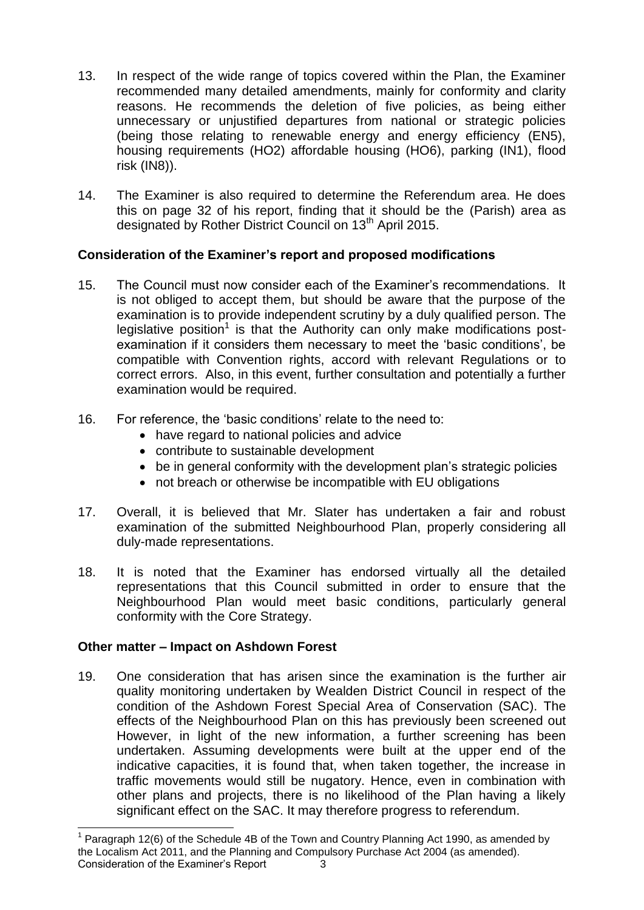13. In respect of the wide range of topics covered within the Plan, the Examiner recommended many detailed amendments, mainly for conformity and clarity reasons. He recommends the deletion of five policies, as being either unnecessary or unjustified departures from national or strategic policies (being those relating to renewable energy and energy efficiency (EN5), housing requirements (HO2) affordable housing (HO6), parking (IN1), flood risk (IN8)).

14. The Examiner is also required to determine the Referendum area. He does this on page 32 of his report, finding that it should be the (Parish) area as designated by Rother District Council on 13th April 2015.

**Consideration of the Examiner's report and proposed modifications**

15. The Council must now consider each of the Examiner's recommendations. It is not obliged to accept them, but should be aware that the purpose of the examination is to provide independent scrutiny by a duly qualified person. The legislative position[1] is that the Authority can only make modifications post-examination if it considers them necessary to meet the 'basic conditions', be compatible with Convention rights, accord with relevant Regulations or to correct errors. Also, in this event, further consultation and potentially a further examination would be required.

16. For reference, the 'basic conditions' relate to the need to:
    - have regard to national policies and advice
    - contribute to sustainable development
    - be in general conformity with the development plan's strategic policies
    - not breach or otherwise be incompatible with EU obligations

17. Overall, it is believed that Mr. Slater has undertaken a fair and robust examination of the submitted Neighbourhood Plan, properly considering all duly-made representations.

18. It is noted that the Examiner has endorsed virtually all the detailed representations that this Council submitted in order to ensure that the Neighbourhood Plan would meet basic conditions, particularly general conformity with the Core Strategy.

**Other matter – Impact on Ashdown Forest**

19. One consideration that has arisen since the examination is the further air quality monitoring undertaken by Wealden District Council in respect of the condition of the Ashdown Forest Special Area of Conservation (SAC). The effects of the Neighbourhood Plan on this has previously been screened out However, in light of the new information, a further screening has been undertaken. Assuming developments were built at the upper end of the indicative capacities, it is found that, when taken together, the increase in traffic movements would still be nugatory. Hence, even in combination with other plans and projects, there is no likelihood of the Plan having a likely significant effect on the SAC. It may therefore progress to referendum.

---

[1] Paragraph 12(6) of the Schedule 4B of the Town and Country Planning Act 1990, as amended by the Localism Act 2011, and the Planning and Compulsory Purchase Act 2004 (as amended).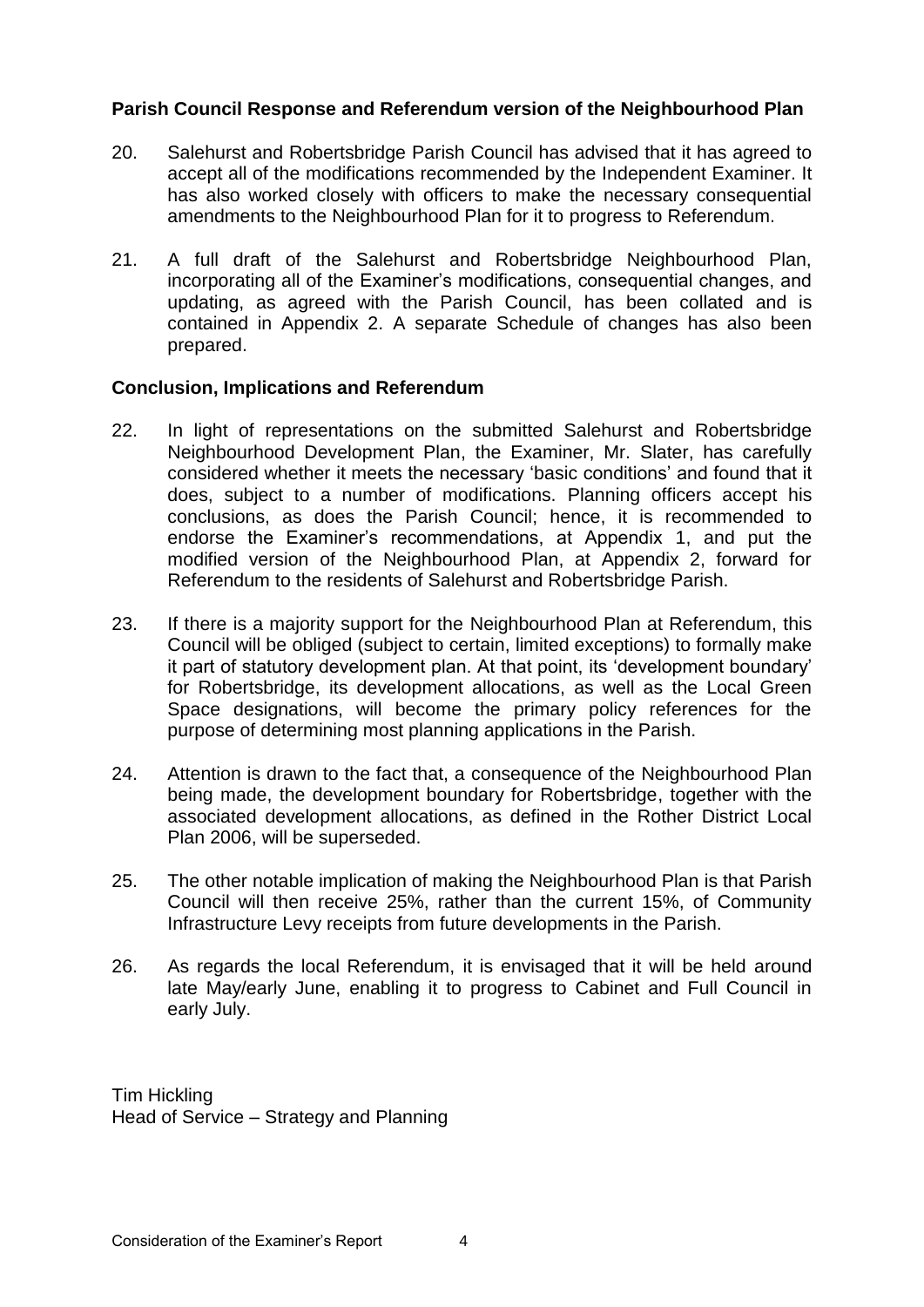**Parish Council Response and Referendum version of the Neighbourhood Plan**

20. Salehurst and Robertsbridge Parish Council has advised that it has agreed to accept all of the modifications recommended by the Independent Examiner. It has also worked closely with officers to make the necessary consequential amendments to the Neighbourhood Plan for it to progress to Referendum.

21. A full draft of the Salehurst and Robertsbridge Neighbourhood Plan, incorporating all of the Examiner's modifications, consequential changes, and updating, as agreed with the Parish Council, has been collated and is contained in Appendix 2. A separate Schedule of changes has also been prepared.

**Conclusion, Implications and Referendum**

22. In light of representations on the submitted Salehurst and Robertsbridge Neighbourhood Development Plan, the Examiner, Mr. Slater, has carefully considered whether it meets the necessary 'basic conditions' and found that it does, subject to a number of modifications. Planning officers accept his conclusions, as does the Parish Council; hence, it is recommended to endorse the Examiner's recommendations, at Appendix 1, and put the modified version of the Neighbourhood Plan, at Appendix 2, forward for Referendum to the residents of Salehurst and Robertsbridge Parish.

23. If there is a majority support for the Neighbourhood Plan at Referendum, this Council will be obliged (subject to certain, limited exceptions) to formally make it part of statutory development plan. At that point, its 'development boundary' for Robertsbridge, its development allocations, as well as the Local Green Space designations, will become the primary policy references for the purpose of determining most planning applications in the Parish.

24. Attention is drawn to the fact that, a consequence of the Neighbourhood Plan being made, the development boundary for Robertsbridge, together with the associated development allocations, as defined in the Rother District Local Plan 2006, will be superseded.

25. The other notable implication of making the Neighbourhood Plan is that Parish Council will then receive 25%, rather than the current 15%, of Community Infrastructure Levy receipts from future developments in the Parish.

26. As regards the local Referendum, it is envisaged that it will be held around late May/early June, enabling it to progress to Cabinet and Full Council in early July.

Tim Hickling
Head of Service – Strategy and Planning